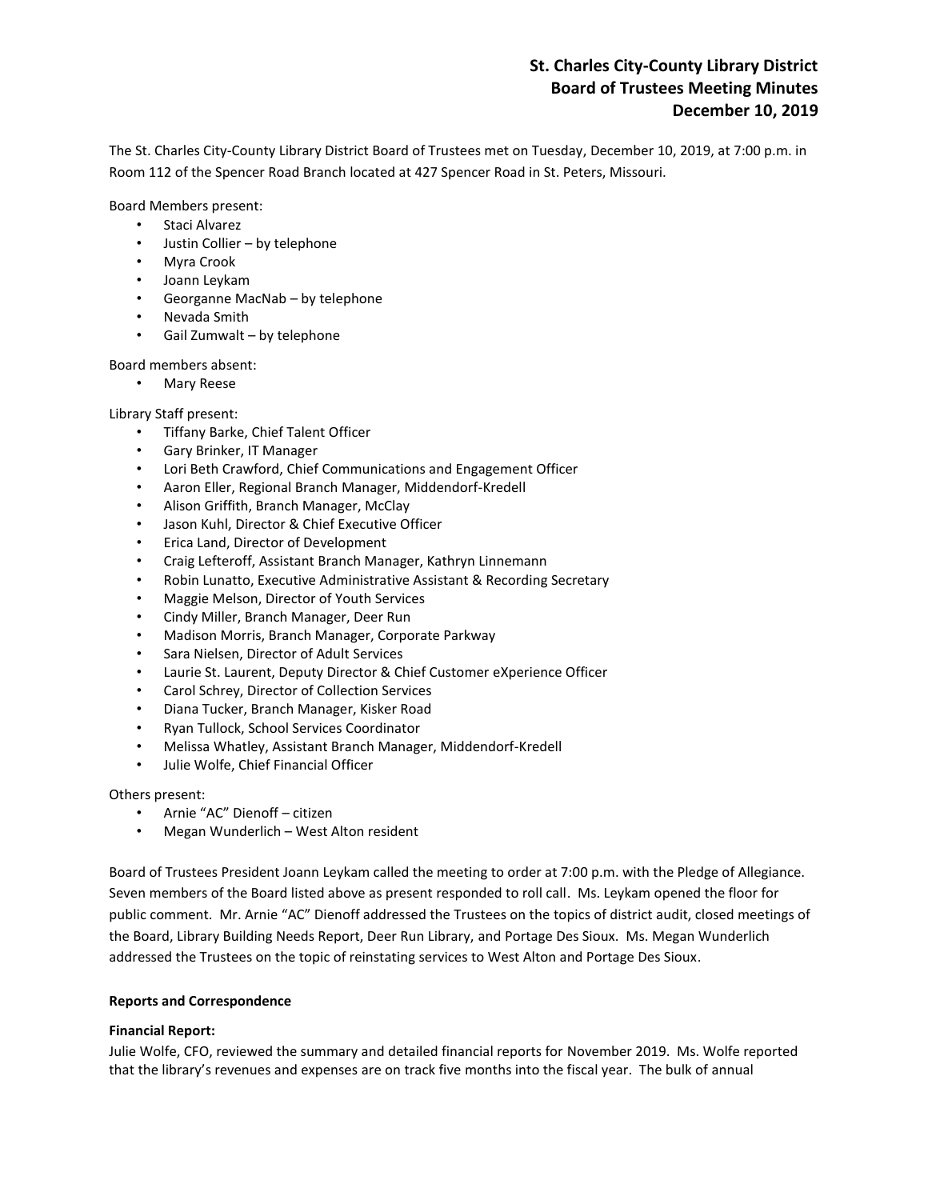# St. Charles City-County Library District
## Board of Trustees Meeting Minutes
## December 10, 2019

The St. Charles City-County Library District Board of Trustees met on Tuesday, December 10, 2019, at 7:00 p.m. in Room 112 of the Spencer Road Branch located at 427 Spencer Road in St. Peters, Missouri.

Board Members present:

- Staci Alvarez
- Justin Collier – by telephone
- Myra Crook
- Joann Leykam
- Georganne MacNab – by telephone
- Nevada Smith
- Gail Zumwalt – by telephone

Board members absent:

- Mary Reese

Library Staff present:

- Tiffany Barke, Chief Talent Officer
- Gary Brinker, IT Manager
- Lori Beth Crawford, Chief Communications and Engagement Officer
- Aaron Eller, Regional Branch Manager, Middendorf-Kredell
- Alison Griffith, Branch Manager, McClay
- Jason Kuhl, Director & Chief Executive Officer
- Erica Land, Director of Development
- Craig Lefteroff, Assistant Branch Manager, Kathryn Linnemann
- Robin Lunatto, Executive Administrative Assistant & Recording Secretary
- Maggie Melson, Director of Youth Services
- Cindy Miller, Branch Manager, Deer Run
- Madison Morris, Branch Manager, Corporate Parkway
- Sara Nielsen, Director of Adult Services
- Laurie St. Laurent, Deputy Director & Chief Customer eXperience Officer
- Carol Schrey, Director of Collection Services
- Diana Tucker, Branch Manager, Kisker Road
- Ryan Tullock, School Services Coordinator
- Melissa Whatley, Assistant Branch Manager, Middendorf-Kredell
- Julie Wolfe, Chief Financial Officer

Others present:

- Arnie "AC" Dienoff – citizen
- Megan Wunderlich – West Alton resident

Board of Trustees President Joann Leykam called the meeting to order at 7:00 p.m. with the Pledge of Allegiance. Seven members of the Board listed above as present responded to roll call. Ms. Leykam opened the floor for public comment. Mr. Arnie "AC" Dienoff addressed the Trustees on the topics of district audit, closed meetings of the Board, Library Building Needs Report, Deer Run Library, and Portage Des Sioux. Ms. Megan Wunderlich addressed the Trustees on the topic of reinstating services to West Alton and Portage Des Sioux.

**Reports and Correspondence**

**Financial Report:**

Julie Wolfe, CFO, reviewed the summary and detailed financial reports for November 2019. Ms. Wolfe reported that the library's revenues and expenses are on track five months into the fiscal year. The bulk of annual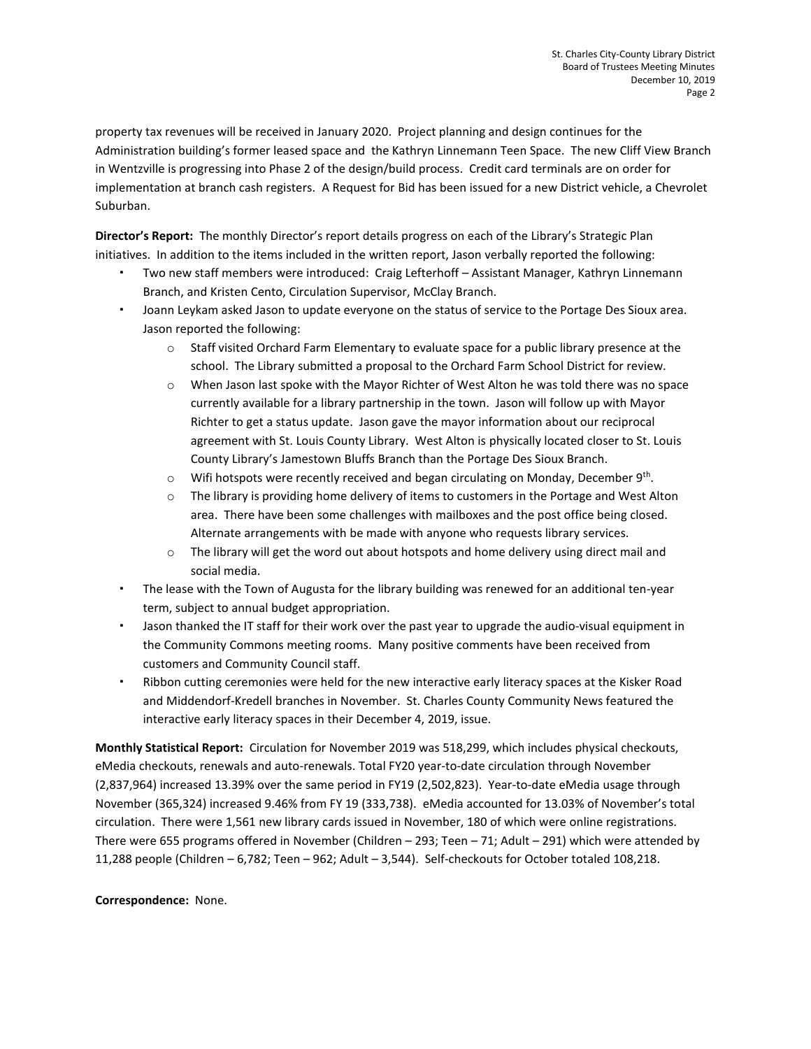property tax revenues will be received in January 2020. Project planning and design continues for the Administration building's former leased space and the Kathryn Linnemann Teen Space. The new Cliff View Branch in Wentzville is progressing into Phase 2 of the design/build process. Credit card terminals are on order for implementation at branch cash registers. A Request for Bid has been issued for a new District vehicle, a Chevrolet Suburban.

**Director's Report:** The monthly Director's report details progress on each of the Library's Strategic Plan initiatives. In addition to the items included in the written report, Jason verbally reported the following:

- Two new staff members were introduced: Craig Lefterhoff – Assistant Manager, Kathryn Linnemann Branch, and Kristen Cento, Circulation Supervisor, McClay Branch.
- Joann Leykam asked Jason to update everyone on the status of service to the Portage Des Sioux area. Jason reported the following:
  - Staff visited Orchard Farm Elementary to evaluate space for a public library presence at the school. The Library submitted a proposal to the Orchard Farm School District for review.
  - When Jason last spoke with the Mayor Richter of West Alton he was told there was no space currently available for a library partnership in the town. Jason will follow up with Mayor Richter to get a status update. Jason gave the mayor information about our reciprocal agreement with St. Louis County Library. West Alton is physically located closer to St. Louis County Library's Jamestown Bluffs Branch than the Portage Des Sioux Branch.
  - Wifi hotspots were recently received and began circulating on Monday, December 9th.
  - The library is providing home delivery of items to customers in the Portage and West Alton area. There have been some challenges with mailboxes and the post office being closed. Alternate arrangements with be made with anyone who requests library services.
  - The library will get the word out about hotspots and home delivery using direct mail and social media.
- The lease with the Town of Augusta for the library building was renewed for an additional ten-year term, subject to annual budget appropriation.
- Jason thanked the IT staff for their work over the past year to upgrade the audio-visual equipment in the Community Commons meeting rooms. Many positive comments have been received from customers and Community Council staff.
- Ribbon cutting ceremonies were held for the new interactive early literacy spaces at the Kisker Road and Middendorf-Kredell branches in November. St. Charles County Community News featured the interactive early literacy spaces in their December 4, 2019, issue.

**Monthly Statistical Report:** Circulation for November 2019 was 518,299, which includes physical checkouts, eMedia checkouts, renewals and auto-renewals. Total FY20 year-to-date circulation through November (2,837,964) increased 13.39% over the same period in FY19 (2,502,823). Year-to-date eMedia usage through November (365,324) increased 9.46% from FY 19 (333,738). eMedia accounted for 13.03% of November's total circulation. There were 1,561 new library cards issued in November, 180 of which were online registrations. There were 655 programs offered in November (Children – 293; Teen – 71; Adult – 291) which were attended by 11,288 people (Children – 6,782; Teen – 962; Adult – 3,544). Self-checkouts for October totaled 108,218.

**Correspondence:** None.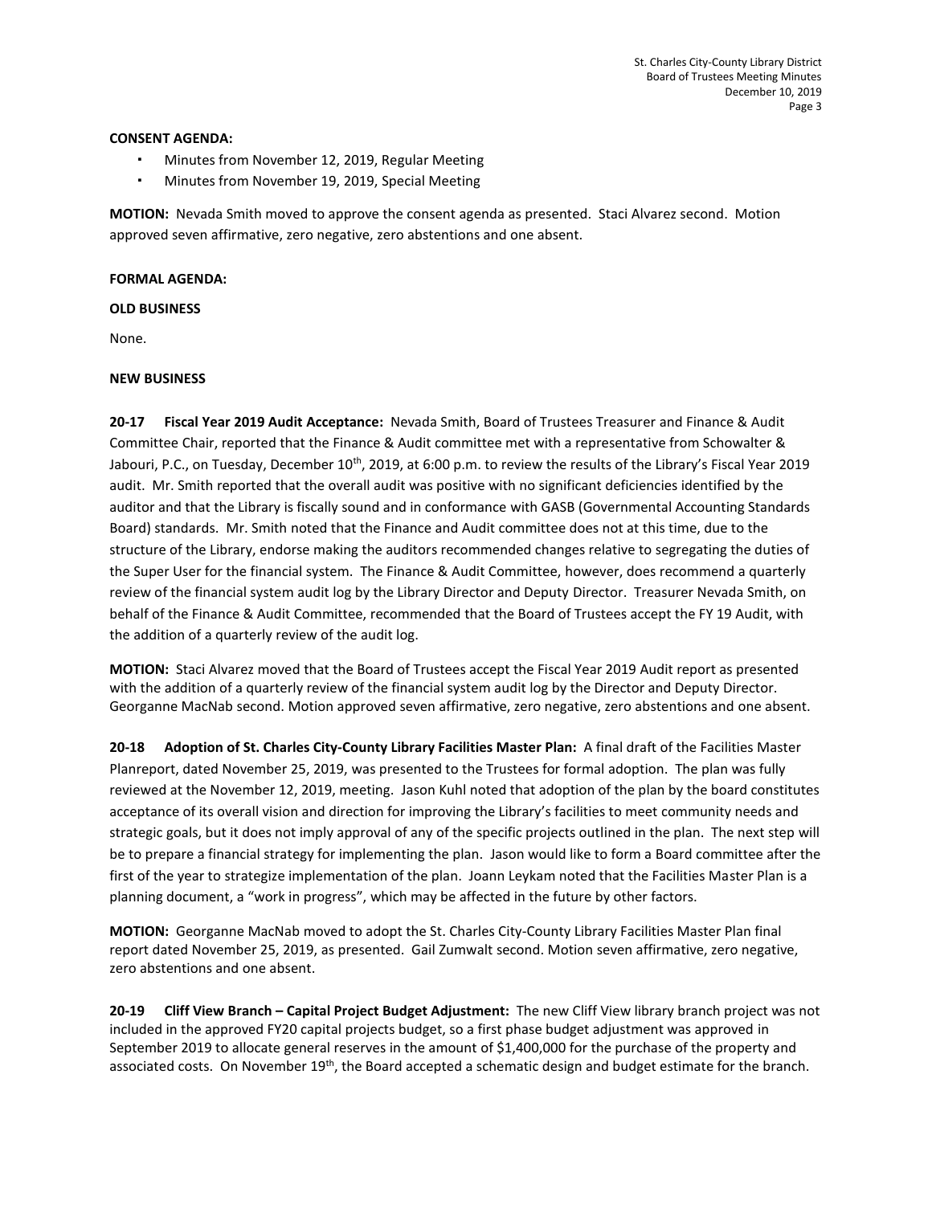**CONSENT AGENDA:**

- Minutes from November 12, 2019, Regular Meeting
- Minutes from November 19, 2019, Special Meeting

**MOTION:** Nevada Smith moved to approve the consent agenda as presented. Staci Alvarez second. Motion approved seven affirmative, zero negative, zero abstentions and one absent.

**FORMAL AGENDA:**

**OLD BUSINESS**

None.

**NEW BUSINESS**

**20-17 Fiscal Year 2019 Audit Acceptance:** Nevada Smith, Board of Trustees Treasurer and Finance & Audit Committee Chair, reported that the Finance & Audit committee met with a representative from Schowalter & Jabouri, P.C., on Tuesday, December 10th, 2019, at 6:00 p.m. to review the results of the Library's Fiscal Year 2019 audit. Mr. Smith reported that the overall audit was positive with no significant deficiencies identified by the auditor and that the Library is fiscally sound and in conformance with GASB (Governmental Accounting Standards Board) standards. Mr. Smith noted that the Finance and Audit committee does not at this time, due to the structure of the Library, endorse making the auditors recommended changes relative to segregating the duties of the Super User for the financial system. The Finance & Audit Committee, however, does recommend a quarterly review of the financial system audit log by the Library Director and Deputy Director. Treasurer Nevada Smith, on behalf of the Finance & Audit Committee, recommended that the Board of Trustees accept the FY 19 Audit, with the addition of a quarterly review of the audit log.

**MOTION:** Staci Alvarez moved that the Board of Trustees accept the Fiscal Year 2019 Audit report as presented with the addition of a quarterly review of the financial system audit log by the Director and Deputy Director. Georganne MacNab second. Motion approved seven affirmative, zero negative, zero abstentions and one absent.

**20-18 Adoption of St. Charles City-County Library Facilities Master Plan:** A final draft of the Facilities Master Planreport, dated November 25, 2019, was presented to the Trustees for formal adoption. The plan was fully reviewed at the November 12, 2019, meeting. Jason Kuhl noted that adoption of the plan by the board constitutes acceptance of its overall vision and direction for improving the Library's facilities to meet community needs and strategic goals, but it does not imply approval of any of the specific projects outlined in the plan. The next step will be to prepare a financial strategy for implementing the plan. Jason would like to form a Board committee after the first of the year to strategize implementation of the plan. Joann Leykam noted that the Facilities Master Plan is a planning document, a "work in progress", which may be affected in the future by other factors.

**MOTION:** Georganne MacNab moved to adopt the St. Charles City-County Library Facilities Master Plan final report dated November 25, 2019, as presented. Gail Zumwalt second. Motion seven affirmative, zero negative, zero abstentions and one absent.

**20-19 Cliff View Branch – Capital Project Budget Adjustment:** The new Cliff View library branch project was not included in the approved FY20 capital projects budget, so a first phase budget adjustment was approved in September 2019 to allocate general reserves in the amount of $1,400,000 for the purchase of the property and associated costs. On November 19th, the Board accepted a schematic design and budget estimate for the branch.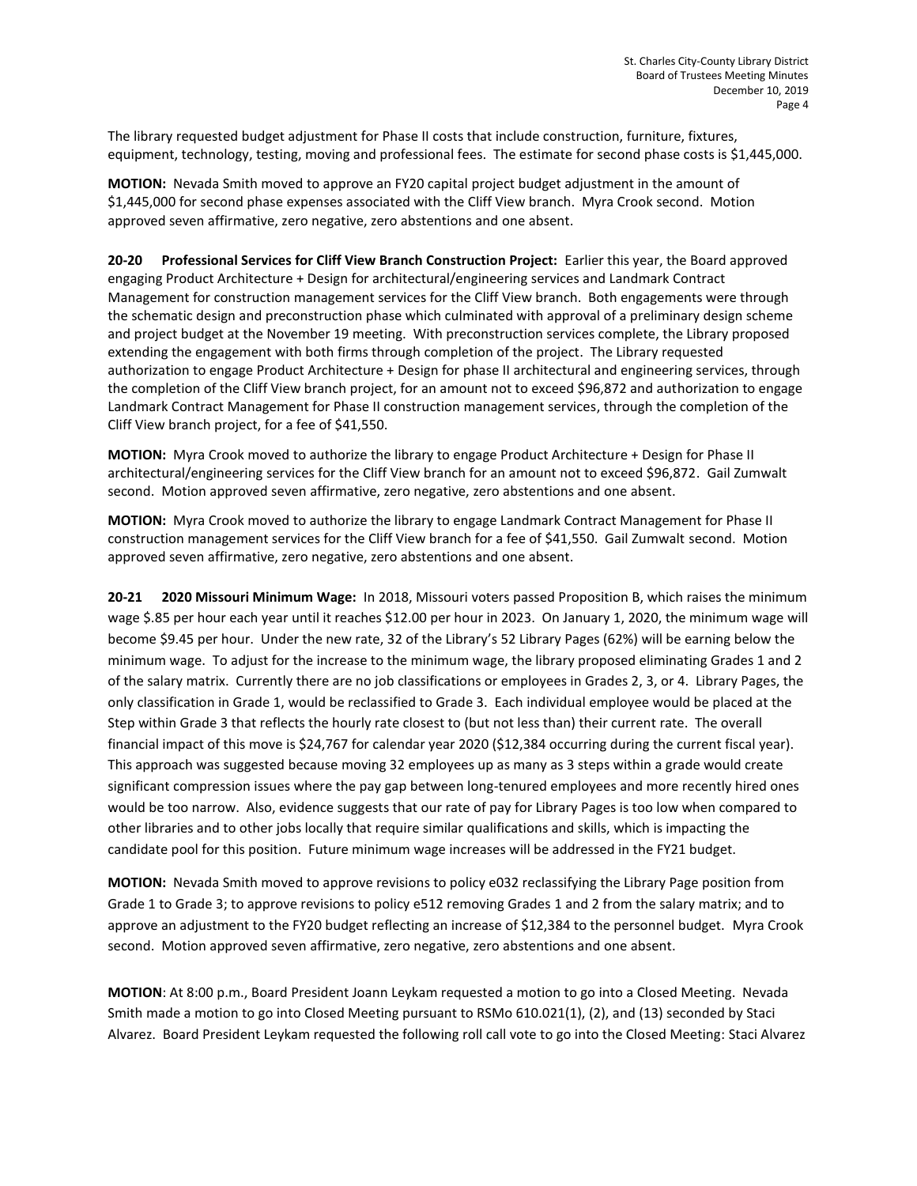The library requested budget adjustment for Phase II costs that include construction, furniture, fixtures, equipment, technology, testing, moving and professional fees. The estimate for second phase costs is $1,445,000.

**MOTION:** Nevada Smith moved to approve an FY20 capital project budget adjustment in the amount of $1,445,000 for second phase expenses associated with the Cliff View branch. Myra Crook second. Motion approved seven affirmative, zero negative, zero abstentions and one absent.

**20-20 Professional Services for Cliff View Branch Construction Project:** Earlier this year, the Board approved engaging Product Architecture + Design for architectural/engineering services and Landmark Contract Management for construction management services for the Cliff View branch. Both engagements were through the schematic design and preconstruction phase which culminated with approval of a preliminary design scheme and project budget at the November 19 meeting. With preconstruction services complete, the Library proposed extending the engagement with both firms through completion of the project. The Library requested authorization to engage Product Architecture + Design for phase II architectural and engineering services, through the completion of the Cliff View branch project, for an amount not to exceed $96,872 and authorization to engage Landmark Contract Management for Phase II construction management services, through the completion of the Cliff View branch project, for a fee of $41,550.

**MOTION:** Myra Crook moved to authorize the library to engage Product Architecture + Design for Phase II architectural/engineering services for the Cliff View branch for an amount not to exceed $96,872. Gail Zumwalt second. Motion approved seven affirmative, zero negative, zero abstentions and one absent.

**MOTION:** Myra Crook moved to authorize the library to engage Landmark Contract Management for Phase II construction management services for the Cliff View branch for a fee of $41,550. Gail Zumwalt second. Motion approved seven affirmative, zero negative, zero abstentions and one absent.

**20-21 2020 Missouri Minimum Wage:** In 2018, Missouri voters passed Proposition B, which raises the minimum wage $.85 per hour each year until it reaches $12.00 per hour in 2023. On January 1, 2020, the minimum wage will become $9.45 per hour. Under the new rate, 32 of the Library's 52 Library Pages (62%) will be earning below the minimum wage. To adjust for the increase to the minimum wage, the library proposed eliminating Grades 1 and 2 of the salary matrix. Currently there are no job classifications or employees in Grades 2, 3, or 4. Library Pages, the only classification in Grade 1, would be reclassified to Grade 3. Each individual employee would be placed at the Step within Grade 3 that reflects the hourly rate closest to (but not less than) their current rate. The overall financial impact of this move is $24,767 for calendar year 2020 ($12,384 occurring during the current fiscal year). This approach was suggested because moving 32 employees up as many as 3 steps within a grade would create significant compression issues where the pay gap between long-tenured employees and more recently hired ones would be too narrow. Also, evidence suggests that our rate of pay for Library Pages is too low when compared to other libraries and to other jobs locally that require similar qualifications and skills, which is impacting the candidate pool for this position. Future minimum wage increases will be addressed in the FY21 budget.

**MOTION:** Nevada Smith moved to approve revisions to policy e032 reclassifying the Library Page position from Grade 1 to Grade 3; to approve revisions to policy e512 removing Grades 1 and 2 from the salary matrix; and to approve an adjustment to the FY20 budget reflecting an increase of $12,384 to the personnel budget. Myra Crook second. Motion approved seven affirmative, zero negative, zero abstentions and one absent.

**MOTION**: At 8:00 p.m., Board President Joann Leykam requested a motion to go into a Closed Meeting. Nevada Smith made a motion to go into Closed Meeting pursuant to RSMo 610.021(1), (2), and (13) seconded by Staci Alvarez. Board President Leykam requested the following roll call vote to go into the Closed Meeting: Staci Alvarez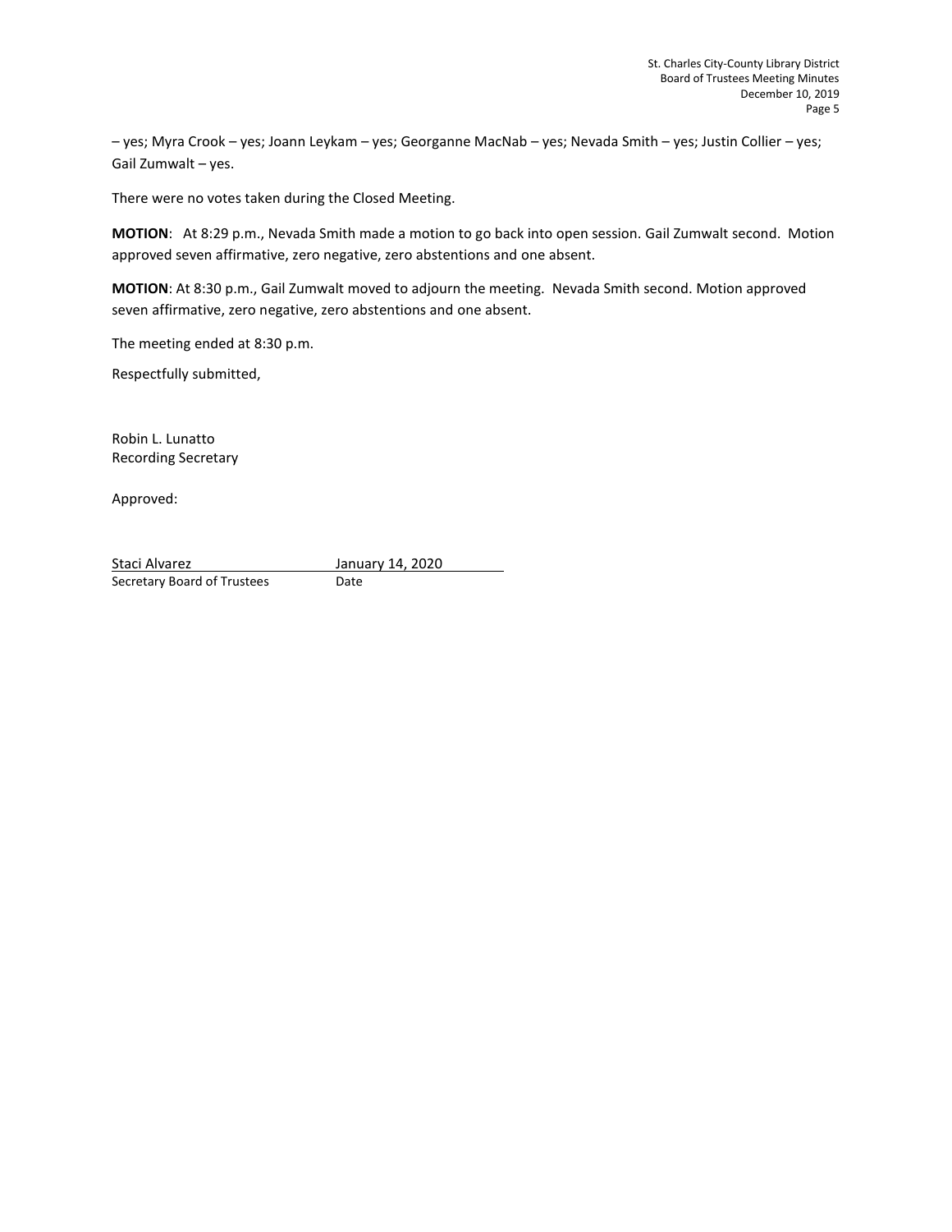– yes; Myra Crook – yes; Joann Leykam – yes; Georganne MacNab – yes; Nevada Smith – yes; Justin Collier – yes; Gail Zumwalt – yes.

There were no votes taken during the Closed Meeting.

**MOTION**: At 8:29 p.m., Nevada Smith made a motion to go back into open session. Gail Zumwalt second. Motion approved seven affirmative, zero negative, zero abstentions and one absent.

**MOTION**: At 8:30 p.m., Gail Zumwalt moved to adjourn the meeting. Nevada Smith second. Motion approved seven affirmative, zero negative, zero abstentions and one absent.

The meeting ended at 8:30 p.m.

Respectfully submitted,

Robin L. Lunatto
Recording Secretary

Approved:

| Staci Alvarez | January 14, 2020 |
|---|---|
| Secretary Board of Trustees | Date |